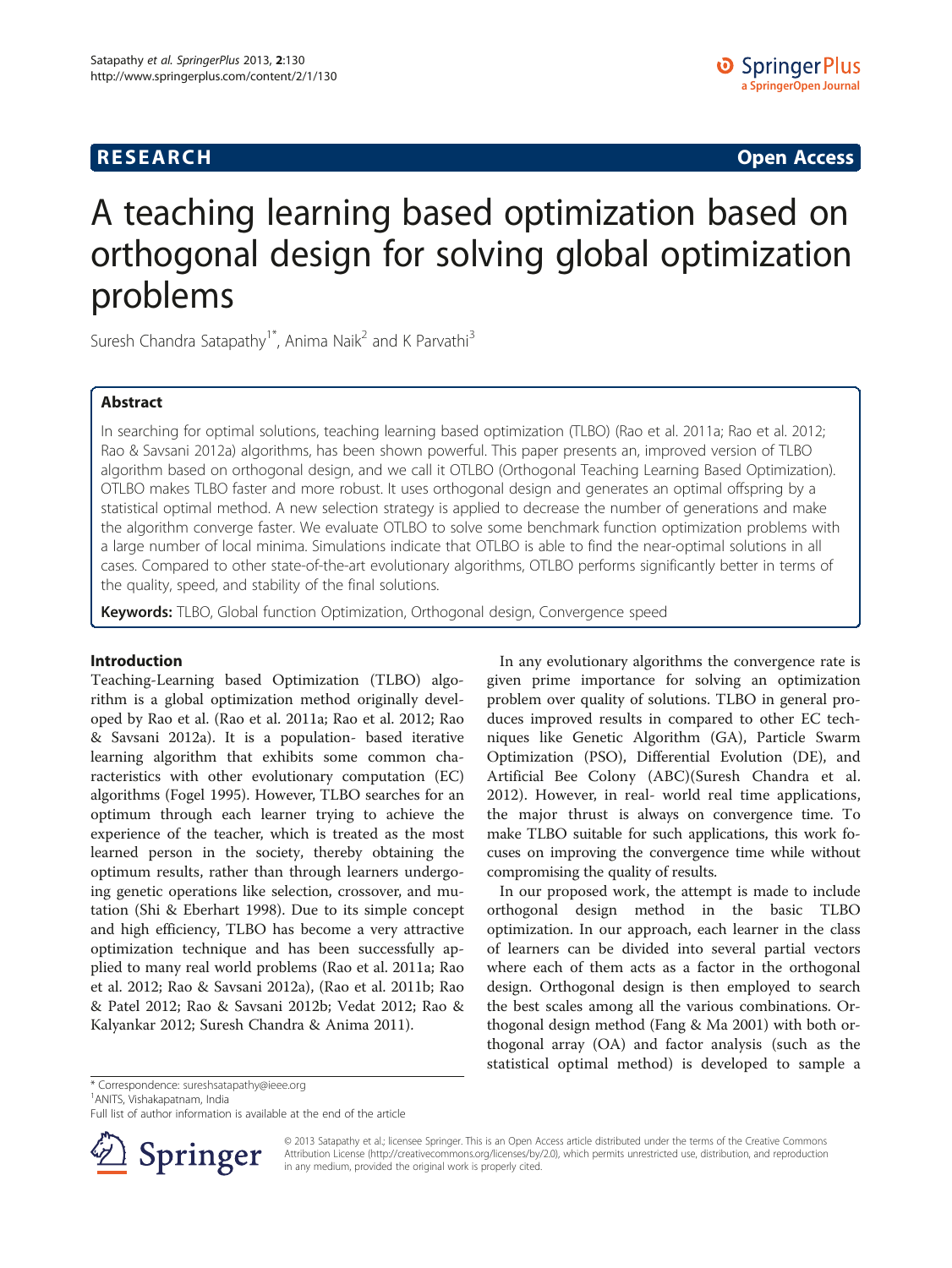**RESEARCH** **Open Access**

# A teaching learning based optimization based on orthogonal design for solving global optimization problems

Suresh Chandra Satapathy[1*], Anima Naik[2] and K Parvathi[3]

## Abstract

In searching for optimal solutions, teaching learning based optimization (TLBO) (Rao et al. 2011a; Rao et al. 2012; Rao & Savsani 2012a) algorithms, has been shown powerful. This paper presents an, improved version of TLBO algorithm based on orthogonal design, and we call it OTLBO (Orthogonal Teaching Learning Based Optimization). OTLBO makes TLBO faster and more robust. It uses orthogonal design and generates an optimal offspring by a statistical optimal method. A new selection strategy is applied to decrease the number of generations and make the algorithm converge faster. We evaluate OTLBO to solve some benchmark function optimization problems with a large number of local minima. Simulations indicate that OTLBO is able to find the near-optimal solutions in all cases. Compared to other state-of-the-art evolutionary algorithms, OTLBO performs significantly better in terms of the quality, speed, and stability of the final solutions.

**Keywords:** TLBO, Global function Optimization, Orthogonal design, Convergence speed

## Introduction

Teaching-Learning based Optimization (TLBO) algorithm is a global optimization method originally developed by Rao et al. (Rao et al. 2011a; Rao et al. 2012; Rao & Savsani 2012a). It is a population- based iterative learning algorithm that exhibits some common characteristics with other evolutionary computation (EC) algorithms (Fogel 1995). However, TLBO searches for an optimum through each learner trying to achieve the experience of the teacher, which is treated as the most learned person in the society, thereby obtaining the optimum results, rather than through learners undergoing genetic operations like selection, crossover, and mutation (Shi & Eberhart 1998). Due to its simple concept and high efficiency, TLBO has become a very attractive optimization technique and has been successfully applied to many real world problems (Rao et al. 2011a; Rao et al. 2012; Rao & Savsani 2012a), (Rao et al. 2011b; Rao & Patel 2012; Rao & Savsani 2012b; Vedat 2012; Rao & Kalyankar 2012; Suresh Chandra & Anima 2011).

In any evolutionary algorithms the convergence rate is given prime importance for solving an optimization problem over quality of solutions. TLBO in general produces improved results in compared to other EC techniques like Genetic Algorithm (GA), Particle Swarm Optimization (PSO), Differential Evolution (DE), and Artificial Bee Colony (ABC)(Suresh Chandra et al. 2012). However, in real- world real time applications, the major thrust is always on convergence time. To make TLBO suitable for such applications, this work focuses on improving the convergence time while without compromising the quality of results.

In our proposed work, the attempt is made to include orthogonal design method in the basic TLBO optimization. In our approach, each learner in the class of learners can be divided into several partial vectors where each of them acts as a factor in the orthogonal design. Orthogonal design is then employed to search the best scales among all the various combinations. Orthogonal design method (Fang & Ma 2001) with both orthogonal array (OA) and factor analysis (such as the statistical optimal method) is developed to sample a

\* Correspondence: sureshsatapathy@ieee.org
[1]ANITS, Vishakapatnam, India
Full list of author information is available at the end of the article

© 2013 Satapathy et al.; licensee Springer. This is an Open Access article distributed under the terms of the Creative Commons Attribution License (http://creativecommons.org/licenses/by/2.0), which permits unrestricted use, distribution, and reproduction in any medium, provided the original work is properly cited.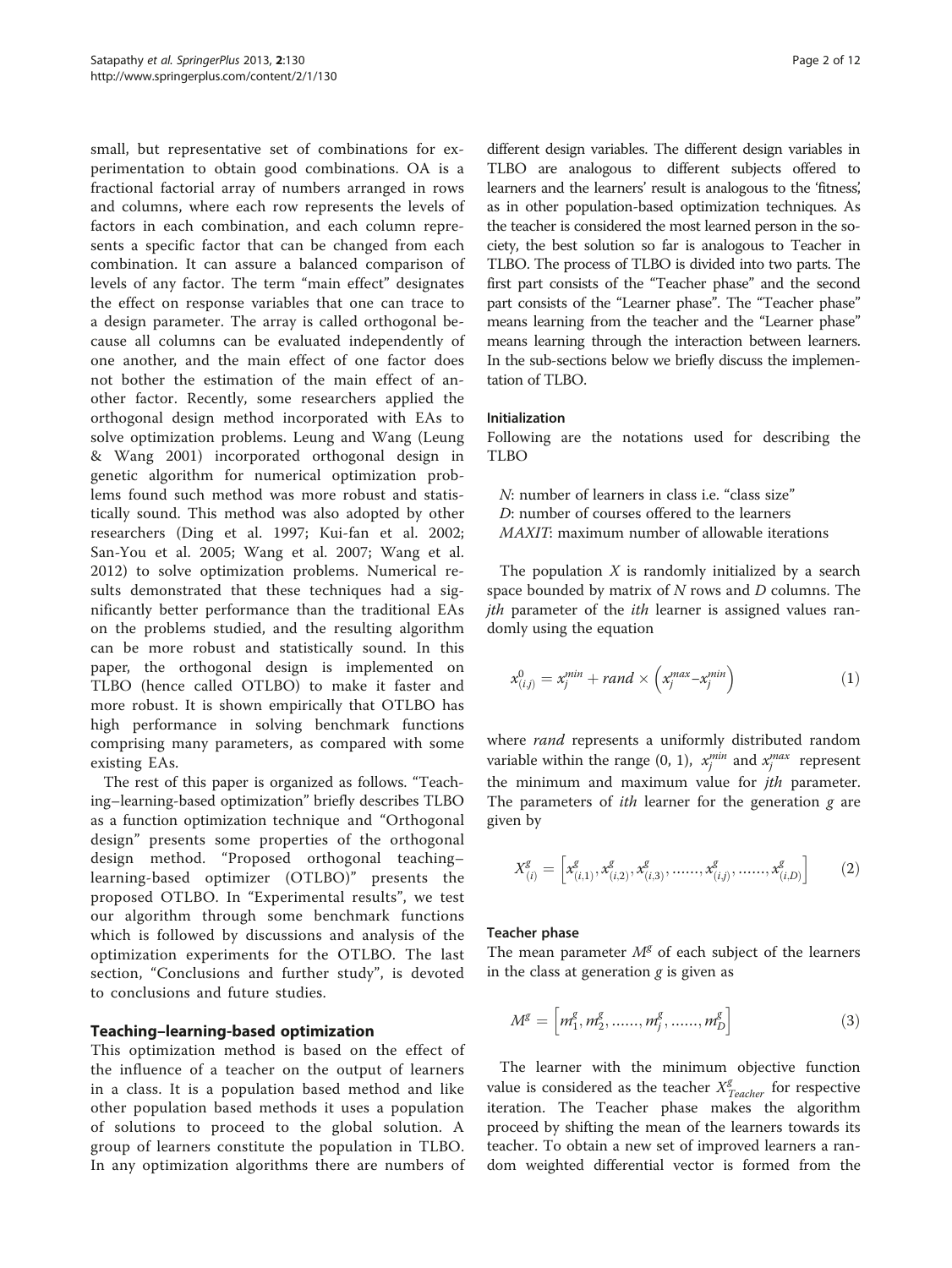small, but representative set of combinations for experimentation to obtain good combinations. OA is a fractional factorial array of numbers arranged in rows and columns, where each row represents the levels of factors in each combination, and each column represents a specific factor that can be changed from each combination. It can assure a balanced comparison of levels of any factor. The term "main effect" designates the effect on response variables that one can trace to a design parameter. The array is called orthogonal because all columns can be evaluated independently of one another, and the main effect of one factor does not bother the estimation of the main effect of another factor. Recently, some researchers applied the orthogonal design method incorporated with EAs to solve optimization problems. Leung and Wang (Leung & Wang 2001) incorporated orthogonal design in genetic algorithm for numerical optimization problems found such method was more robust and statistically sound. This method was also adopted by other researchers (Ding et al. 1997; Kui-fan et al. 2002; San-You et al. 2005; Wang et al. 2007; Wang et al. 2012) to solve optimization problems. Numerical results demonstrated that these techniques had a significantly better performance than the traditional EAs on the problems studied, and the resulting algorithm can be more robust and statistically sound. In this paper, the orthogonal design is implemented on TLBO (hence called OTLBO) to make it faster and more robust. It is shown empirically that OTLBO has high performance in solving benchmark functions comprising many parameters, as compared with some existing EAs.

The rest of this paper is organized as follows. "Teaching–learning-based optimization" briefly describes TLBO as a function optimization technique and "Orthogonal design" presents some properties of the orthogonal design method. "Proposed orthogonal teaching–learning-based optimizer (OTLBO)" presents the proposed OTLBO. In "Experimental results", we test our algorithm through some benchmark functions which is followed by discussions and analysis of the optimization experiments for the OTLBO. The last section, "Conclusions and further study", is devoted to conclusions and future studies.

## Teaching–learning-based optimization

This optimization method is based on the effect of the influence of a teacher on the output of learners in a class. It is a population based method and like other population based methods it uses a population of solutions to proceed to the global solution. A group of learners constitute the population in TLBO. In any optimization algorithms there are numbers of different design variables. The different design variables in TLBO are analogous to different subjects offered to learners and the learners' result is analogous to the 'fitness', as in other population-based optimization techniques. As the teacher is considered the most learned person in the society, the best solution so far is analogous to Teacher in TLBO. The process of TLBO is divided into two parts. The first part consists of the "Teacher phase" and the second part consists of the "Learner phase". The "Teacher phase" means learning from the teacher and the "Learner phase" means learning through the interaction between learners. In the sub-sections below we briefly discuss the implementation of TLBO.

### Initialization

Following are the notations used for describing the TLBO

*N*: number of learners in class i.e. "class size"
*D*: number of courses offered to the learners
*MAXIT*: maximum number of allowable iterations

The population $X$ is randomly initialized by a search space bounded by matrix of $N$ rows and $D$ columns. The *jth* parameter of the *ith* learner is assigned values randomly using the equation

$$x^0_{(i,j)} = x^{min}_j + rand \times \left(x^{max}_j - x^{min}_j\right) \tag{1}$$

where *rand* represents a uniformly distributed random variable within the range (0, 1), $x^{min}_j$ and $x^{max}_j$ represent the minimum and maximum value for *jth* parameter. The parameters of *ith* learner for the generation $g$ are given by

$$X^g_{(i)} = \left[x^g_{(i,1)}, x^g_{(i,2)}, x^g_{(i,3)}, \ldots\ldots, x^g_{(i,j)}, \ldots\ldots, x^g_{(i,D)}\right] \tag{2}$$

### Teacher phase

The mean parameter $M^g$ of each subject of the learners in the class at generation $g$ is given as

$$M^g = \left[m^g_1, m^g_2, \ldots\ldots, m^g_j, \ldots\ldots, m^g_D\right] \tag{3}$$

The learner with the minimum objective function value is considered as the teacher $X^g_{Teacher}$ for respective iteration. The Teacher phase makes the algorithm proceed by shifting the mean of the learners towards its teacher. To obtain a new set of improved learners a random weighted differential vector is formed from the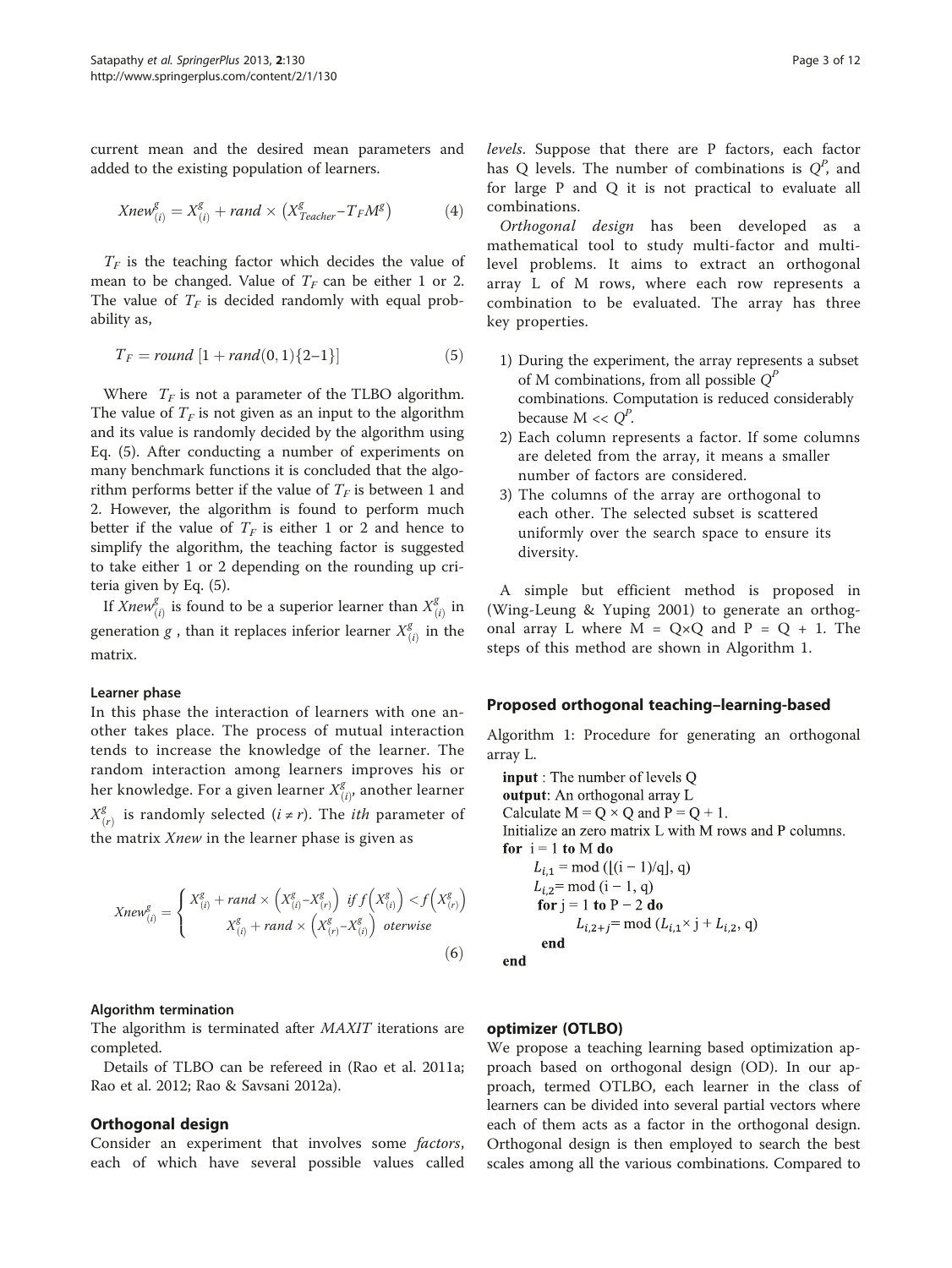current mean and the desired mean parameters and added to the existing population of learners.

$$Xnew^{g}_{(i)} = X^{g}_{(i)} + rand \times \left(X^{g}_{Teacher} - T_F M^{g}\right) \tag{4}$$

$T_F$ is the teaching factor which decides the value of mean to be changed. Value of $T_F$ can be either 1 or 2. The value of $T_F$ is decided randomly with equal probability as,

$$T_F = round\,[1 + rand(0,1)\{2-1\}] \tag{5}$$

Where $T_F$ is not a parameter of the TLBO algorithm. The value of $T_F$ is not given as an input to the algorithm and its value is randomly decided by the algorithm using Eq. (5). After conducting a number of experiments on many benchmark functions it is concluded that the algorithm performs better if the value of $T_F$ is between 1 and 2. However, the algorithm is found to perform much better if the value of $T_F$ is either 1 or 2 and hence to simplify the algorithm, the teaching factor is suggested to take either 1 or 2 depending on the rounding up criteria given by Eq. (5).

If $Xnew^{g}_{(i)}$ is found to be a superior learner than $X^{g}_{(i)}$ in generation $g$ , than it replaces inferior learner $X^{g}_{(i)}$ in the matrix.

#### Learner phase

In this phase the interaction of learners with one another takes place. The process of mutual interaction tends to increase the knowledge of the learner. The random interaction among learners improves his or her knowledge. For a given learner $X^{g}_{(i)}$, another learner $X^{g}_{(r)}$ is randomly selected ($i \neq r$). The *ith* parameter of the matrix *Xnew* in the learner phase is given as

$$Xnew^{g}_{(i)} = \begin{cases} X^{g}_{(i)} + rand \times \left(X^{g}_{(i)} - X^{g}_{(r)}\right) & if\ f\left(X^{g}_{(i)}\right) < f\left(X^{g}_{(r)}\right) \\ X^{g}_{(i)} + rand \times \left(X^{g}_{(r)} - X^{g}_{(i)}\right) & oterwise \end{cases} \tag{6}$$

#### Algorithm termination

The algorithm is terminated after *MAXIT* iterations are completed.

Details of TLBO can be refereed in (Rao et al. 2011a; Rao et al. 2012; Rao & Savsani 2012a).

## Orthogonal design

Consider an experiment that involves some *factors*, each of which have several possible values called *levels*. Suppose that there are P factors, each factor has Q levels. The number of combinations is $Q^P$, and for large P and Q it is not practical to evaluate all combinations.

*Orthogonal design* has been developed as a mathematical tool to study multi-factor and multi-level problems. It aims to extract an orthogonal array L of M rows, where each row represents a combination to be evaluated. The array has three key properties.

1) During the experiment, the array represents a subset of M combinations, from all possible $Q^P$ combinations. Computation is reduced considerably because M << $Q^P$.
2) Each column represents a factor. If some columns are deleted from the array, it means a smaller number of factors are considered.
3) The columns of the array are orthogonal to each other. The selected subset is scattered uniformly over the search space to ensure its diversity.

A simple but efficient method is proposed in (Wing-Leung & Yuping 2001) to generate an orthogonal array L where M = Q×Q and P = Q + 1. The steps of this method are shown in Algorithm 1.

## Proposed orthogonal teaching–learning-based optimizer (OTLBO)

Algorithm 1: Procedure for generating an orthogonal array L.

```
input : The number of levels Q
output: An orthogonal array L
Calculate M = Q × Q and P = Q + 1.
Initialize an zero matrix L with M rows and P columns.
for i = 1 to M do
    L_{i,1} = mod (⌊(i − 1)/q⌋, q)
    L_{i,2} = mod (i − 1, q)
    for j = 1 to P − 2 do
        L_{i,2+j} = mod (L_{i,1} × j + L_{i,2}, q)
    end
end
```

We propose a teaching learning based optimization approach based on orthogonal design (OD). In our approach, termed OTLBO, each learner in the class of learners can be divided into several partial vectors where each of them acts as a factor in the orthogonal design. Orthogonal design is then employed to search the best scales among all the various combinations. Compared to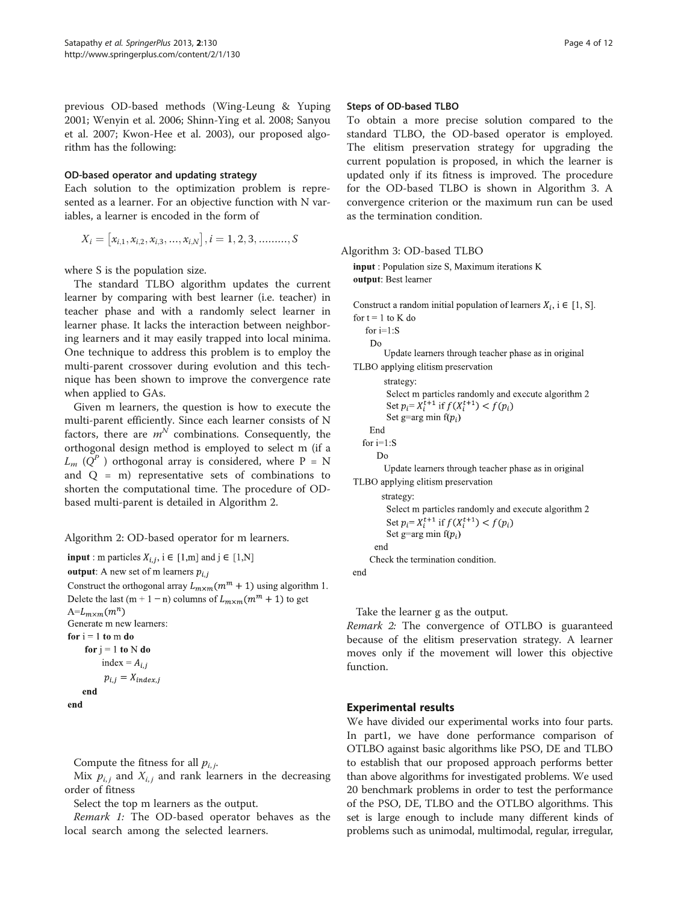previous OD-based methods (Wing-Leung & Yuping 2001; Wenyin et al. 2006; Shinn-Ying et al. 2008; Sanyou et al. 2007; Kwon-Hee et al. 2003), our proposed algorithm has the following:

### OD-based operator and updating strategy

Each solution to the optimization problem is represented as a learner. For an objective function with N variables, a learner is encoded in the form of

$$X_i = \left[x_{i,1}, x_{i,2}, x_{i,3}, \ldots, x_{i,N}\right], i = 1, 2, 3, \ldots\ldots\ldots, S$$

where S is the population size.

The standard TLBO algorithm updates the current learner by comparing with best learner (i.e. teacher) in teacher phase and with a randomly select learner in learner phase. It lacks the interaction between neighboring learners and it may easily trapped into local minima. One technique to address this problem is to employ the multi-parent crossover during evolution and this technique has been shown to improve the convergence rate when applied to GAs.

Given m learners, the question is how to execute the multi-parent efficiently. Since each learner consists of N factors, there are $m^N$ combinations. Consequently, the orthogonal design method is employed to select m (if a $L_m$ ($Q^P$) orthogonal array is considered, where P = N and Q = m) representative sets of combinations to shorten the computational time. The procedure of OD-based multi-parent is detailed in Algorithm 2.

Algorithm 2: OD-based operator for m learners.

**input** : m particles $X_{i,j}$, i ∈ [1,m] and j ∈ [1,N]
**output**: A new set of m learners $p_{i,j}$
Construct the orthogonal array $L_{m\times m}(m^m+1)$ using algorithm 1.
Delete the last (m + 1 − n) columns of $L_{m\times m}(m^m+1)$ to get A=$L_{m\times m}(m^n)$
Generate m new learners:
**for** i = 1 **to** m **do**
  **for** j = 1 **to** N **do**
    index = $A_{i,j}$
    $p_{i,j} = X_{index,j}$
  **end**
**end**

Compute the fitness for all $p_{i,j}$.

Mix $p_{i,j}$ and $X_{i,j}$ and rank learners in the decreasing order of fitness

Select the top m learners as the output.

*Remark 1:* The OD-based operator behaves as the local search among the selected learners.

### Steps of OD-based TLBO

To obtain a more precise solution compared to the standard TLBO, the OD-based operator is employed. The elitism preservation strategy for upgrading the current population is proposed, in which the learner is updated only if its fitness is improved. The procedure for the OD-based TLBO is shown in Algorithm 3. A convergence criterion or the maximum run can be used as the termination condition.

Algorithm 3: OD-based TLBO

**input** : Population size S, Maximum iterations K
**output**: Best learner

Construct a random initial population of learners $X_i$, i ∈ [1, S].
for t = 1 to K do
  for i=1:S
    Do
      Update learners through teacher phase as in original TLBO applying elitism preservation strategy:
      Select m particles randomly and execute algorithm 2
      Set $p_i = X_i^{t+1}$ if $f(X_i^{t+1}) < f(p_i)$
      Set g=arg min f($p_i$)
    End
  for i=1:S
    Do
      Update learners through teacher phase as in original TLBO applying elitism preservation strategy:
      Select m particles randomly and execute algorithm 2
      Set $p_i = X_i^{t+1}$ if $f(X_i^{t+1}) < f(p_i)$
      Set g=arg min f($p_i$)
    end
  Check the termination condition.
end

Take the learner g as the output.

*Remark 2:* The convergence of OTLBO is guaranteed because of the elitism preservation strategy. A learner moves only if the movement will lower this objective function.

## Experimental results

We have divided our experimental works into four parts. In part1, we have done performance comparison of OTLBO against basic algorithms like PSO, DE and TLBO to establish that our proposed approach performs better than above algorithms for investigated problems. We used 20 benchmark problems in order to test the performance of the PSO, DE, TLBO and the OTLBO algorithms. This set is large enough to include many different kinds of problems such as unimodal, multimodal, regular, irregular,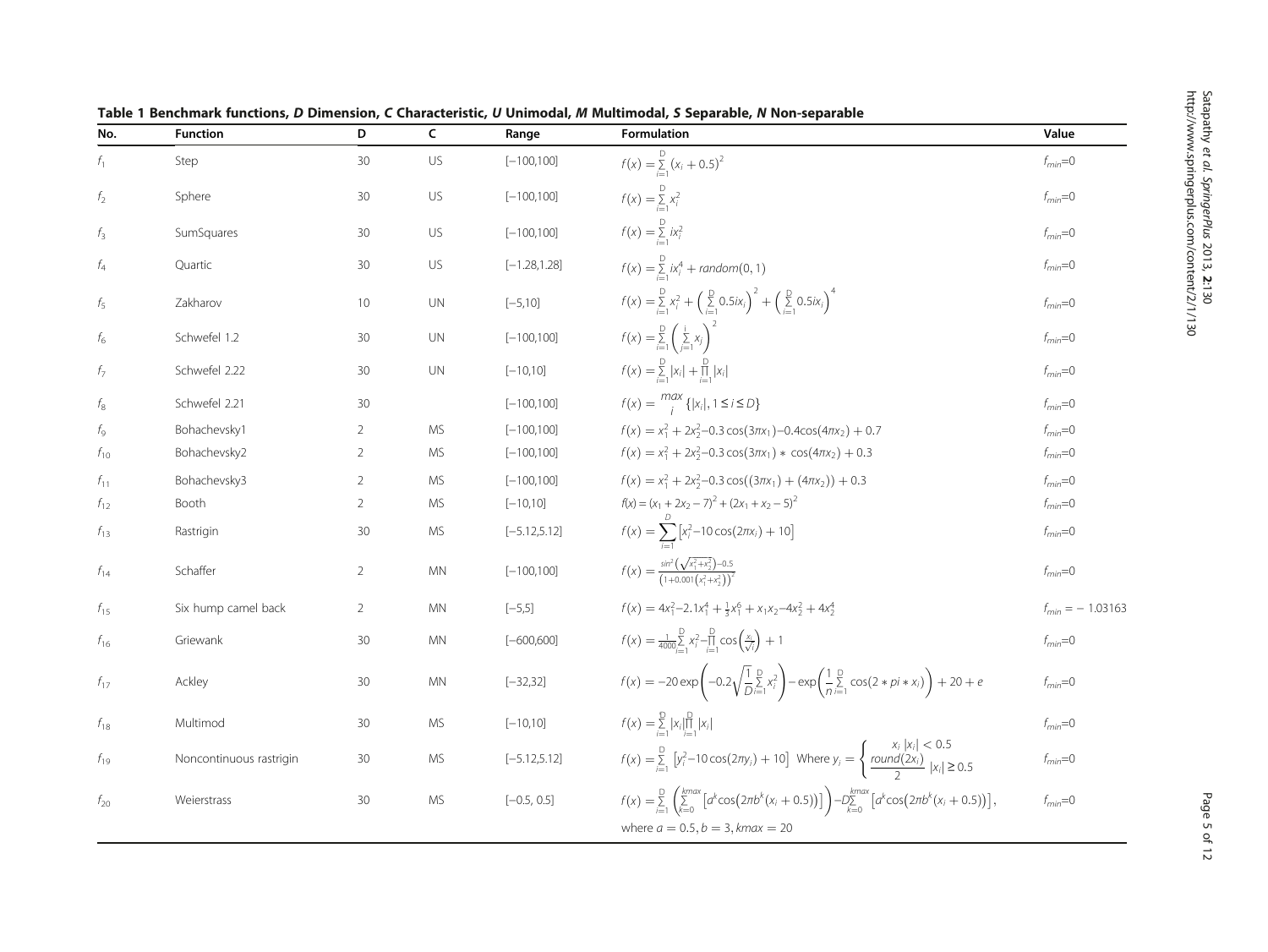**Table 1 Benchmark functions, *D* Dimension, *C* Characteristic, *U* Unimodal, *M* Multimodal, *S* Separable, *N* Non-separable**

| No. | Function | D | C | Range | Formulation | Value |
|---|---|---|---|---|---|---|
| $f_1$ | Step | 30 | US | [−100,100] | $f(x) = \sum_{i=1}^{D} (x_i + 0.5)^2$ | $f_{min}=0$ |
| $f_2$ | Sphere | 30 | US | [−100,100] | $f(x) = \sum_{i=1}^{D} x_i^2$ | $f_{min}=0$ |
| $f_3$ | SumSquares | 30 | US | [−100,100] | $f(x) = \sum_{i=1}^{D} ix_i^2$ | $f_{min}=0$ |
| $f_4$ | Quartic | 30 | US | [−1.28,1.28] | $f(x) = \sum_{i=1}^{D} ix_i^4 + random(0,1)$ | $f_{min}=0$ |
| $f_5$ | Zakharov | 10 | UN | [−5,10] | $f(x) = \sum_{i=1}^{D} x_i^2 + \left(\sum_{i=1}^{D} 0.5ix_i\right)^2 + \left(\sum_{i=1}^{D} 0.5ix_i\right)^4$ | $f_{min}=0$ |
| $f_6$ | Schwefel 1.2 | 30 | UN | [−100,100] | $f(x) = \sum_{i=1}^{D} \left(\sum_{j=1}^{i} x_j\right)^2$ | $f_{min}=0$ |
| $f_7$ | Schwefel 2.22 | 30 | UN | [−10,10] | $f(x) = \sum_{i=1}^{D} \lvert x_i \rvert + \prod_{i=1}^{D} \lvert x_i \rvert$ | $f_{min}=0$ |
| $f_8$ | Schwefel 2.21 | 30 | | [−100,100] | $f(x) = \max_{i} \{\lvert x_i \rvert, 1 \le i \le D\}$ | $f_{min}=0$ |
| $f_9$ | Bohachevsky1 | 2 | MS | [−100,100] | $f(x) = x_1^2 + 2x_2^2 - 0.3\cos(3\pi x_1) - 0.4\cos(4\pi x_2) + 0.7$ | $f_{min}=0$ |
| $f_{10}$ | Bohachevsky2 | 2 | MS | [−100,100] | $f(x) = x_1^2 + 2x_2^2 - 0.3\cos(3\pi x_1) * \cos(4\pi x_2) + 0.3$ | $f_{min}=0$ |
| $f_{11}$ | Bohachevsky3 | 2 | MS | [−100,100] | $f(x) = x_1^2 + 2x_2^2 - 0.3\cos((3\pi x_1) + (4\pi x_2)) + 0.3$ | $f_{min}=0$ |
| $f_{12}$ | Booth | 2 | MS | [−10,10] | $f(x) = (x_1 + 2x_2 - 7)^2 + (2x_1 + x_2 - 5)^2$ | $f_{min}=0$ |
| $f_{13}$ | Rastrigin | 30 | MS | [−5.12,5.12] | $f(x) = \sum_{i=1}^{D} \left[x_i^2 - 10\cos(2\pi x_i) + 10\right]$ | $f_{min}=0$ |
| $f_{14}$ | Schaffer | 2 | MN | [−100,100] | $f(x) = \frac{\sin^2\left(\sqrt{x_1^2 + x_2^2}\right) - 0.5}{\left(1 + 0.001\left(x_1^2 + x_2^2\right)\right)^2}$ | $f_{min}=0$ |
| $f_{15}$ | Six hump camel back | 2 | MN | [−5,5] | $f(x) = 4x_1^2 - 2.1x_1^4 + \frac{1}{3}x_1^6 + x_1x_2 - 4x_2^2 + 4x_2^4$ | $f_{min} = -1.03163$ |
| $f_{16}$ | Griewank | 30 | MN | [−600,600] | $f(x) = \frac{1}{4000}\sum_{i=1}^{D} x_i^2 - \prod_{i=1}^{D} \cos\left(\frac{x_i}{\sqrt{i}}\right) + 1$ | $f_{min}=0$ |
| $f_{17}$ | Ackley | 30 | MN | [−32,32] | $f(x) = -20\exp\left(-0.2\sqrt{\frac{1}{D}\sum_{i=1}^{D} x_i^2}\right) - \exp\left(\frac{1}{n}\sum_{i=1}^{D} \cos(2 * pi * x_i)\right) + 20 + e$ | $f_{min}=0$ |
| $f_{18}$ | Multimod | 30 | MS | [−10,10] | $f(x) = \sum_{i=1}^{D} \lvert x_i \rvert \prod_{i=1}^{D} \lvert x_i \rvert$ | $f_{min}=0$ |
| $f_{19}$ | Noncontinuous rastrigin | 30 | MS | [−5.12,5.12] | $f(x) = \sum_{i=1}^{D} \left[y_i^2 - 10\cos(2\pi y_i) + 10\right]$ Where $y_i = \begin{cases} x_i & \lvert x_i \rvert < 0.5 \\ \frac{round(2x_i)}{2} & \lvert x_i \rvert \ge 0.5 \end{cases}$ | $f_{min}=0$ |
| $f_{20}$ | Weierstrass | 30 | MS | [−0.5, 0.5] | $f(x) = \sum_{i=1}^{D} \left(\sum_{k=0}^{kmax} \left[a^k \cos\left(2\pi b^k (x_i + 0.5)\right)\right]\right) - D\sum_{k=0}^{kmax} \left[a^k \cos\left(2\pi b^k (x_i + 0.5)\right)\right]$, where $a = 0.5, b = 3, kmax = 20$ | $f_{min}=0$ |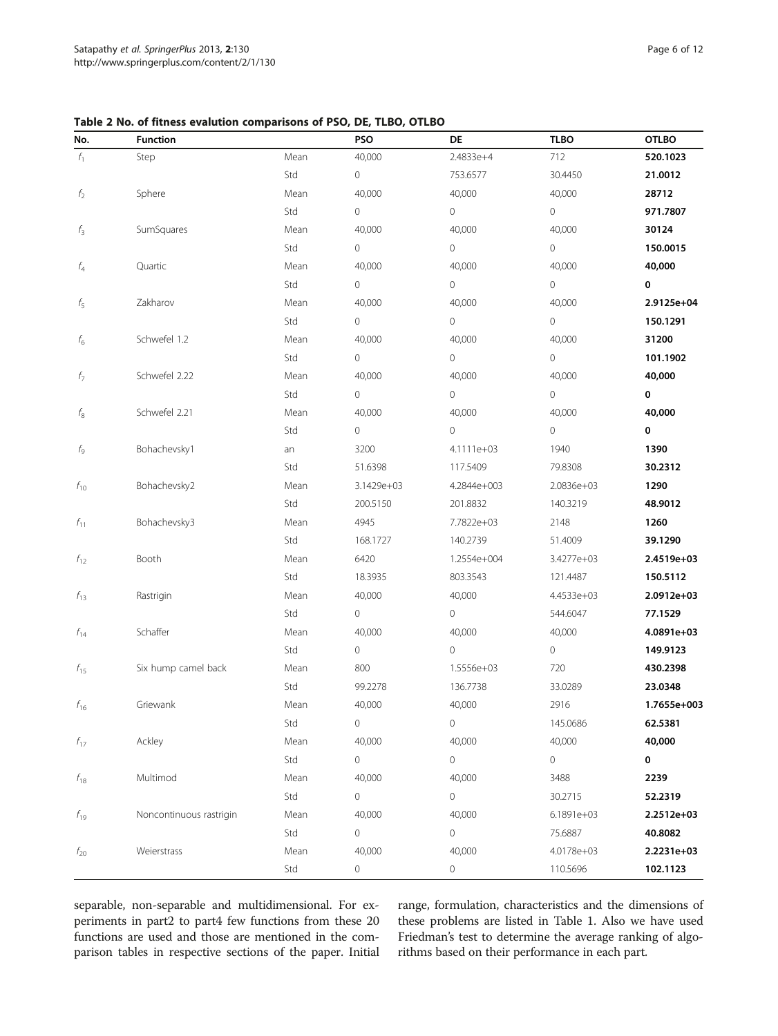**Table 2 No. of fitness evalution comparisons of PSO, DE, TLBO, OTLBO**

| No. | Function | | PSO | DE | TLBO | OTLBO |
|---|---|---|---|---|---|---|
| $f_1$ | Step | Mean | 40,000 | 2.4833e+4 | 712 | **520.1023** |
| | | Std | 0 | 753.6577 | 30.4450 | **21.0012** |
| $f_2$ | Sphere | Mean | 40,000 | 40,000 | 40,000 | **28712** |
| | | Std | 0 | 0 | 0 | **971.7807** |
| $f_3$ | SumSquares | Mean | 40,000 | 40,000 | 40,000 | **30124** |
| | | Std | 0 | 0 | 0 | **150.0015** |
| $f_4$ | Quartic | Mean | 40,000 | 40,000 | 40,000 | **40,000** |
| | | Std | 0 | 0 | 0 | **0** |
| $f_5$ | Zakharov | Mean | 40,000 | 40,000 | 40,000 | **2.9125e+04** |
| | | Std | 0 | 0 | 0 | **150.1291** |
| $f_6$ | Schwefel 1.2 | Mean | 40,000 | 40,000 | 40,000 | **31200** |
| | | Std | 0 | 0 | 0 | **101.1902** |
| $f_7$ | Schwefel 2.22 | Mean | 40,000 | 40,000 | 40,000 | **40,000** |
| | | Std | 0 | 0 | 0 | **0** |
| $f_8$ | Schwefel 2.21 | Mean | 40,000 | 40,000 | 40,000 | **40,000** |
| | | Std | 0 | 0 | 0 | **0** |
| $f_9$ | Bohachevsky1 | an | 3200 | 4.1111e+03 | 1940 | **1390** |
| | | Std | 51.6398 | 117.5409 | 79.8308 | **30.2312** |
| $f_{10}$ | Bohachevsky2 | Mean | 3.1429e+03 | 4.2844e+003 | 2.0836e+03 | **1290** |
| | | Std | 200.5150 | 201.8832 | 140.3219 | **48.9012** |
| $f_{11}$ | Bohachevsky3 | Mean | 4945 | 7.7822e+03 | 2148 | **1260** |
| | | Std | 168.1727 | 140.2739 | 51.4009 | **39.1290** |
| $f_{12}$ | Booth | Mean | 6420 | 1.2554e+004 | 3.4277e+03 | **2.4519e+03** |
| | | Std | 18.3935 | 803.3543 | 121.4487 | **150.5112** |
| $f_{13}$ | Rastrigin | Mean | 40,000 | 40,000 | 4.4533e+03 | **2.0912e+03** |
| | | Std | 0 | 0 | 544.6047 | **77.1529** |
| $f_{14}$ | Schaffer | Mean | 40,000 | 40,000 | 40,000 | **4.0891e+03** |
| | | Std | 0 | 0 | 0 | **149.9123** |
| $f_{15}$ | Six hump camel back | Mean | 800 | 1.5556e+03 | 720 | **430.2398** |
| | | Std | 99.2278 | 136.7738 | 33.0289 | **23.0348** |
| $f_{16}$ | Griewank | Mean | 40,000 | 40,000 | 2916 | **1.7655e+003** |
| | | Std | 0 | 0 | 145.0686 | **62.5381** |
| $f_{17}$ | Ackley | Mean | 40,000 | 40,000 | 40,000 | **40,000** |
| | | Std | 0 | 0 | 0 | **0** |
| $f_{18}$ | Multimod | Mean | 40,000 | 40,000 | 3488 | **2239** |
| | | Std | 0 | 0 | 30.2715 | **52.2319** |
| $f_{19}$ | Noncontinuous rastrigin | Mean | 40,000 | 40,000 | 6.1891e+03 | **2.2512e+03** |
| | | Std | 0 | 0 | 75.6887 | **40.8082** |
| $f_{20}$ | Weierstrass | Mean | 40,000 | 40,000 | 4.0178e+03 | **2.2231e+03** |
| | | Std | 0 | 0 | 110.5696 | **102.1123** |

separable, non-separable and multidimensional. For experiments in part2 to part4 few functions from these 20 functions are used and those are mentioned in the comparison tables in respective sections of the paper. Initial range, formulation, characteristics and the dimensions of these problems are listed in Table 1. Also we have used Friedman's test to determine the average ranking of algorithms based on their performance in each part.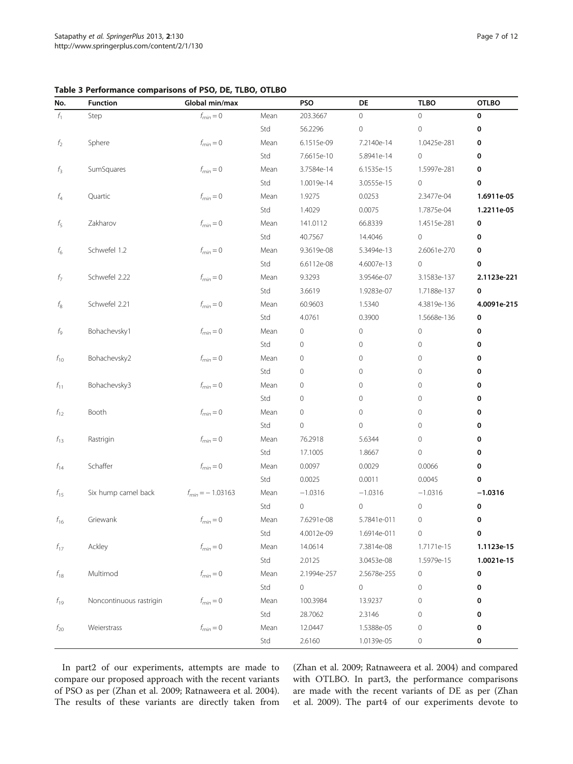**Table 3 Performance comparisons of PSO, DE, TLBO, OTLBO**

| No. | Function | Global min/max | | PSO | DE | TLBO | OTLBO |
|---|---|---|---|---|---|---|---|
| $f_1$ | Step | $f_{min} = 0$ | Mean | 203.3667 | 0 | 0 | **0** |
| | | | Std | 56.2296 | 0 | 0 | **0** |
| $f_2$ | Sphere | $f_{min} = 0$ | Mean | 6.1515e-09 | 7.2140e-14 | 1.0425e-281 | **0** |
| | | | Std | 7.6615e-10 | 5.8941e-14 | 0 | **0** |
| $f_3$ | SumSquares | $f_{min} = 0$ | Mean | 3.7584e-14 | 6.1535e-15 | 1.5997e-281 | **0** |
| | | | Std | 1.0019e-14 | 3.0555e-15 | 0 | **0** |
| $f_4$ | Quartic | $f_{min} = 0$ | Mean | 1.9275 | 0.0253 | 2.3477e-04 | **1.6911e-05** |
| | | | Std | 1.4029 | 0.0075 | 1.7875e-04 | **1.2211e-05** |
| $f_5$ | Zakharov | $f_{min} = 0$ | Mean | 141.0112 | 66.8339 | 1.4515e-281 | **0** |
| | | | Std | 40.7567 | 14.4046 | 0 | **0** |
| $f_6$ | Schwefel 1.2 | $f_{min} = 0$ | Mean | 9.3619e-08 | 5.3494e-13 | 2.6061e-270 | **0** |
| | | | Std | 6.6112e-08 | 4.6007e-13 | 0 | **0** |
| $f_7$ | Schwefel 2.22 | $f_{min} = 0$ | Mean | 9.3293 | 3.9546e-07 | 3.1583e-137 | **2.1123e-221** |
| | | | Std | 3.6619 | 1.9283e-07 | 1.7188e-137 | **0** |
| $f_8$ | Schwefel 2.21 | $f_{min} = 0$ | Mean | 60.9603 | 1.5340 | 4.3819e-136 | **4.0091e-215** |
| | | | Std | 4.0761 | 0.3900 | 1.5668e-136 | **0** |
| $f_9$ | Bohachevsky1 | $f_{min} = 0$ | Mean | 0 | 0 | 0 | **0** |
| | | | Std | 0 | 0 | 0 | **0** |
| $f_{10}$ | Bohachevsky2 | $f_{min} = 0$ | Mean | 0 | 0 | 0 | **0** |
| | | | Std | 0 | 0 | 0 | **0** |
| $f_{11}$ | Bohachevsky3 | $f_{min} = 0$ | Mean | 0 | 0 | 0 | **0** |
| | | | Std | 0 | 0 | 0 | **0** |
| $f_{12}$ | Booth | $f_{min} = 0$ | Mean | 0 | 0 | 0 | **0** |
| | | | Std | 0 | 0 | 0 | **0** |
| $f_{13}$ | Rastrigin | $f_{min} = 0$ | Mean | 76.2918 | 5.6344 | 0 | **0** |
| | | | Std | 17.1005 | 1.8667 | 0 | **0** |
| $f_{14}$ | Schaffer | $f_{min} = 0$ | Mean | 0.0097 | 0.0029 | 0.0066 | **0** |
| | | | Std | 0.0025 | 0.0011 | 0.0045 | **0** |
| $f_{15}$ | Six hump camel back | $f_{min} = -1.03163$ | Mean | −1.0316 | −1.0316 | −1.0316 | **−1.0316** |
| | | | Std | 0 | 0 | 0 | **0** |
| $f_{16}$ | Griewank | $f_{min} = 0$ | Mean | 7.6291e-08 | 5.7841e-011 | 0 | **0** |
| | | | Std | 4.0012e-09 | 1.6914e-011 | 0 | **0** |
| $f_{17}$ | Ackley | $f_{min} = 0$ | Mean | 14.0614 | 7.3814e-08 | 1.7171e-15 | **1.1123e-15** |
| | | | Std | 2.0125 | 3.0453e-08 | 1.5979e-15 | **1.0021e-15** |
| $f_{18}$ | Multimod | $f_{min} = 0$ | Mean | 2.1994e-257 | 2.5678e-255 | 0 | **0** |
| | | | Std | 0 | 0 | 0 | **0** |
| $f_{19}$ | Noncontinuous rastrigin | $f_{min} = 0$ | Mean | 100.3984 | 13.9237 | 0 | **0** |
| | | | Std | 28.7062 | 2.3146 | 0 | **0** |
| $f_{20}$ | Weierstrass | $f_{min} = 0$ | Mean | 12.0447 | 1.5388e-05 | 0 | **0** |
| | | | Std | 2.6160 | 1.0139e-05 | 0 | **0** |

In part2 of our experiments, attempts are made to compare our proposed approach with the recent variants of PSO as per (Zhan et al. 2009; Ratnaweera et al. 2004). The results of these variants are directly taken from (Zhan et al. 2009; Ratnaweera et al. 2004) and compared with OTLBO. In part3, the performance comparisons are made with the recent variants of DE as per (Zhan et al. 2009). The part4 of our experiments devote to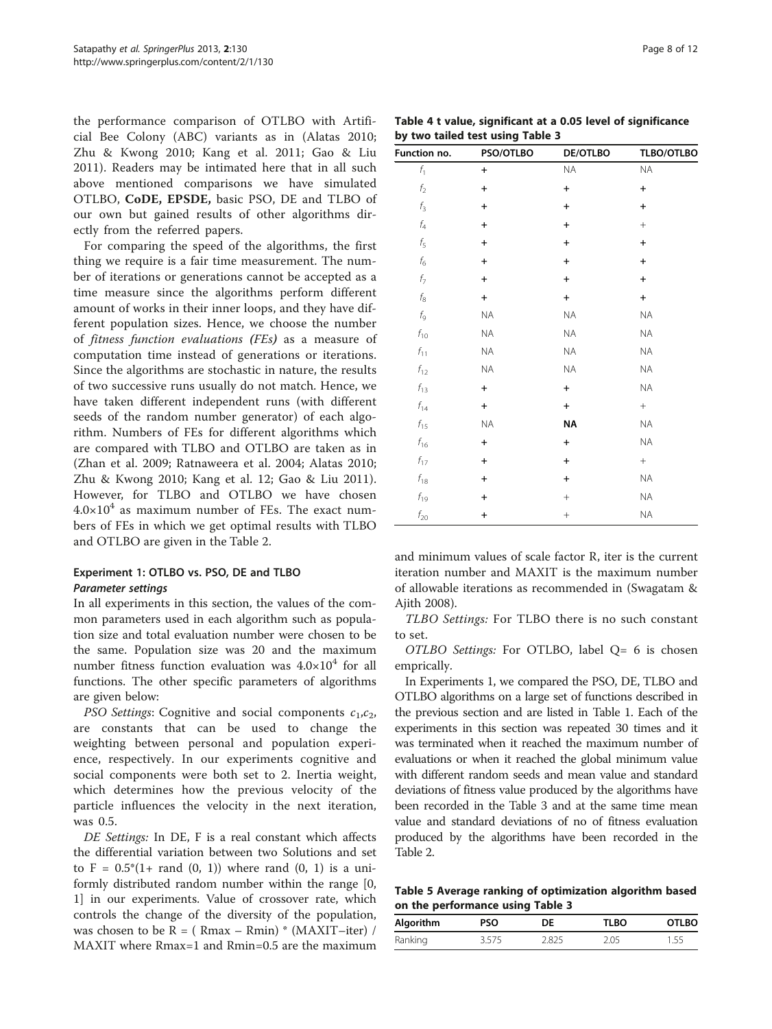the performance comparison of OTLBO with Artificial Bee Colony (ABC) variants as in (Alatas 2010; Zhu & Kwong 2010; Kang et al. 2011; Gao & Liu 2011). Readers may be intimated here that in all such above mentioned comparisons we have simulated OTLBO, **CoDE, EPSDE,** basic PSO, DE and TLBO of our own but gained results of other algorithms directly from the referred papers.

For comparing the speed of the algorithms, the first thing we require is a fair time measurement. The number of iterations or generations cannot be accepted as a time measure since the algorithms perform different amount of works in their inner loops, and they have different population sizes. Hence, we choose the number of *fitness function evaluations (FEs)* as a measure of computation time instead of generations or iterations. Since the algorithms are stochastic in nature, the results of two successive runs usually do not match. Hence, we have taken different independent runs (with different seeds of the random number generator) of each algorithm. Numbers of FEs for different algorithms which are compared with TLBO and OTLBO are taken as in (Zhan et al. 2009; Ratnaweera et al. 2004; Alatas 2010; Zhu & Kwong 2010; Kang et al. 12; Gao & Liu 2011). However, for TLBO and OTLBO we have chosen $4.0{\times}10^4$ as maximum number of FEs. The exact numbers of FEs in which we get optimal results with TLBO and OTLBO are given in the Table 2.

### Experiment 1: OTLBO vs. PSO, DE and TLBO

#### *Parameter settings*

In all experiments in this section, the values of the common parameters used in each algorithm such as population size and total evaluation number were chosen to be the same. Population size was 20 and the maximum number fitness function evaluation was $4.0{\times}10^4$ for all functions. The other specific parameters of algorithms are given below:

*PSO Settings*: Cognitive and social components $c_1$,$c_2$, are constants that can be used to change the weighting between personal and population experience, respectively. In our experiments cognitive and social components were both set to 2. Inertia weight, which determines how the previous velocity of the particle influences the velocity in the next iteration, was 0.5.

*DE Settings:* In DE, F is a real constant which affects the differential variation between two Solutions and set to F = 0.5*(1+ rand (0, 1)) where rand (0, 1) is a uniformly distributed random number within the range [0, 1] in our experiments. Value of crossover rate, which controls the change of the diversity of the population, was chosen to be R = ( Rmax – Rmin) * (MAXIT−iter) / MAXIT where Rmax=1 and Rmin=0.5 are the maximum and minimum values of scale factor R, iter is the current iteration number and MAXIT is the maximum number of allowable iterations as recommended in (Swagatam & Ajith 2008).

*TLBO Settings:* For TLBO there is no such constant to set.

*OTLBO Settings:* For OTLBO, label Q= 6 is chosen emprically.

In Experiments 1, we compared the PSO, DE, TLBO and OTLBO algorithms on a large set of functions described in the previous section and are listed in Table 1. Each of the experiments in this section was repeated 30 times and it was terminated when it reached the maximum number of evaluations or when it reached the global minimum value with different random seeds and mean value and standard deviations of fitness value produced by the algorithms have been recorded in the Table 3 and at the same time mean value and standard deviations of no of fitness evaluation produced by the algorithms have been recorded in the Table 2.

**Table 4 t value, significant at a 0.05 level of significance by two tailed test using Table 3**

| Function no. | PSO/OTLBO | DE/OTLBO | TLBO/OTLBO |
|---|---|---|---|
| $f_1$ | + | NA | NA |
| $f_2$ | + | + | + |
| $f_3$ | + | + | + |
| $f_4$ | + | + | + |
| $f_5$ | + | + | + |
| $f_6$ | + | + | + |
| $f_7$ | + | + | + |
| $f_8$ | + | + | + |
| $f_9$ | NA | NA | NA |
| $f_{10}$ | NA | NA | NA |
| $f_{11}$ | NA | NA | NA |
| $f_{12}$ | NA | NA | NA |
| $f_{13}$ | + | + | NA |
| $f_{14}$ | + | + | + |
| $f_{15}$ | NA | **NA** | NA |
| $f_{16}$ | + | + | NA |
| $f_{17}$ | + | + | + |
| $f_{18}$ | + | + | NA |
| $f_{19}$ | + | + | NA |
| $f_{20}$ | + | + | NA |

**Table 5 Average ranking of optimization algorithm based on the performance using Table 3**

| Algorithm | PSO | DE | TLBO | OTLBO |
|---|---|---|---|---|
| Ranking | 3.575 | 2.825 | 2.05 | 1.55 |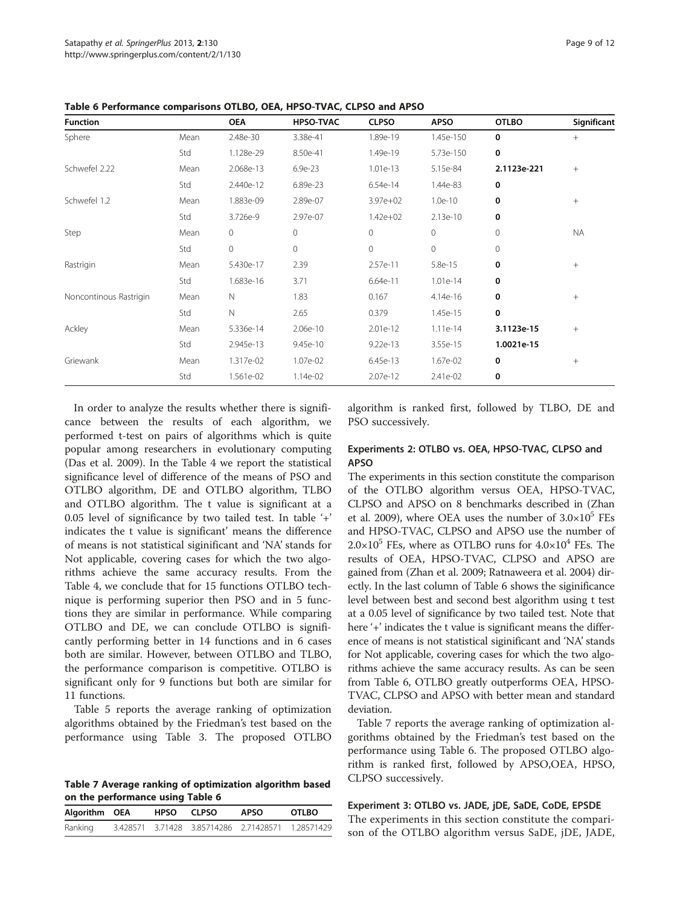**Table 6 Performance comparisons OTLBO, OEA, HPSO-TVAC, CLPSO and APSO**

| Function | | OEA | HPSO-TVAC | CLPSO | APSO | OTLBO | Significant |
|---|---|---|---|---|---|---|---|
| Sphere | Mean | 2.48e-30 | 3.38e-41 | 1.89e-19 | 1.45e-150 | **0** | + |
| | Std | 1.128e-29 | 8.50e-41 | 1.49e-19 | 5.73e-150 | **0** | |
| Schwefel 2.22 | Mean | 2.068e-13 | 6.9e-23 | 1.01e-13 | 5.15e-84 | **2.1123e-221** | + |
| | Std | 2.440e-12 | 6.89e-23 | 6.54e-14 | 1.44e-83 | **0** | |
| Schwefel 1.2 | Mean | 1.883e-09 | 2.89e-07 | 3.97e+02 | 1.0e-10 | **0** | + |
| | Std | 3.726e-9 | 2.97e-07 | 1.42e+02 | 2.13e-10 | **0** | |
| Step | Mean | 0 | 0 | 0 | 0 | 0 | NA |
| | Std | 0 | 0 | 0 | 0 | 0 | |
| Rastrigin | Mean | 5.430e-17 | 2.39 | 2.57e-11 | 5.8e-15 | **0** | + |
| | Std | 1.683e-16 | 3.71 | 6.64e-11 | 1.01e-14 | **0** | |
| Noncontinous Rastrigin | Mean | N | 1.83 | 0.167 | 4.14e-16 | **0** | + |
| | Std | N | 2.65 | 0.379 | 1.45e-15 | **0** | |
| Ackley | Mean | 5.336e-14 | 2.06e-10 | 2.01e-12 | 1.11e-14 | **3.1123e-15** | + |
| | Std | 2.945e-13 | 9.45e-10 | 9.22e-13 | 3.55e-15 | **1.0021e-15** | |
| Griewank | Mean | 1.317e-02 | 1.07e-02 | 6.45e-13 | 1.67e-02 | **0** | + |
| | Std | 1.561e-02 | 1.14e-02 | 2.07e-12 | 2.41e-02 | **0** | |

In order to analyze the results whether there is significance between the results of each algorithm, we performed t-test on pairs of algorithms which is quite popular among researchers in evolutionary computing (Das et al. 2009). In the Table 4 we report the statistical significance level of difference of the means of PSO and OTLBO algorithm, DE and OTLBO algorithm, TLBO and OTLBO algorithm. The t value is significant at a 0.05 level of significance by two tailed test. In table '+' indicates the t value is significant' means the difference of means is not statistical siginificant and 'NA' stands for Not applicable, covering cases for which the two algorithms achieve the same accuracy results. From the Table 4, we conclude that for 15 functions OTLBO technique is performing superior then PSO and in 5 functions they are similar in performance. While comparing OTLBO and DE, we can conclude OTLBO is significantly performing better in 14 functions and in 6 cases both are similar. However, between OTLBO and TLBO, the performance comparison is competitive. OTLBO is significant only for 9 functions but both are similar for 11 functions.

Table 5 reports the average ranking of optimization algorithms obtained by the Friedman's test based on the performance using Table 3. The proposed OTLBO algorithm is ranked first, followed by TLBO, DE and PSO successively.

**Table 7 Average ranking of optimization algorithm based on the performance using Table 6**

| Algorithm | OEA | HPSO | CLPSO | APSO | OTLBO |
|---|---|---|---|---|---|
| Ranking | 3.428571 | 3.71428 | 3.85714286 | 2.71428571 | 1.28571429 |

### Experiments 2: OTLBO vs. OEA, HPSO-TVAC, CLPSO and APSO

The experiments in this section constitute the comparison of the OTLBO algorithm versus OEA, HPSO-TVAC, CLPSO and APSO on 8 benchmarks described in (Zhan et al. 2009), where OEA uses the number of $3.0{\times}10^5$ FEs and HPSO-TVAC, CLPSO and APSO use the number of $2.0{\times}10^5$ FEs, where as OTLBO runs for $4.0{\times}10^4$ FEs. The results of OEA, HPSO-TVAC, CLPSO and APSO are gained from (Zhan et al. 2009; Ratnaweera et al. 2004) directly. In the last column of Table 6 shows the siginificance level between best and second best algorithm using t test at a 0.05 level of significance by two tailed test. Note that here '+' indicates the t value is significant means the difference of means is not statistical siginificant and 'NA' stands for Not applicable, covering cases for which the two algorithms achieve the same accuracy results. As can be seen from Table 6, OTLBO greatly outperforms OEA, HPSO-TVAC, CLPSO and APSO with better mean and standard deviation.

Table 7 reports the average ranking of optimization algorithms obtained by the Friedman's test based on the performance using Table 6. The proposed OTLBO algorithm is ranked first, followed by APSO,OEA, HPSO, CLPSO successively.

### Experiment 3: OTLBO vs. JADE, jDE, SaDE, CoDE, EPSDE

The experiments in this section constitute the comparison of the OTLBO algorithm versus SaDE, jDE, JADE,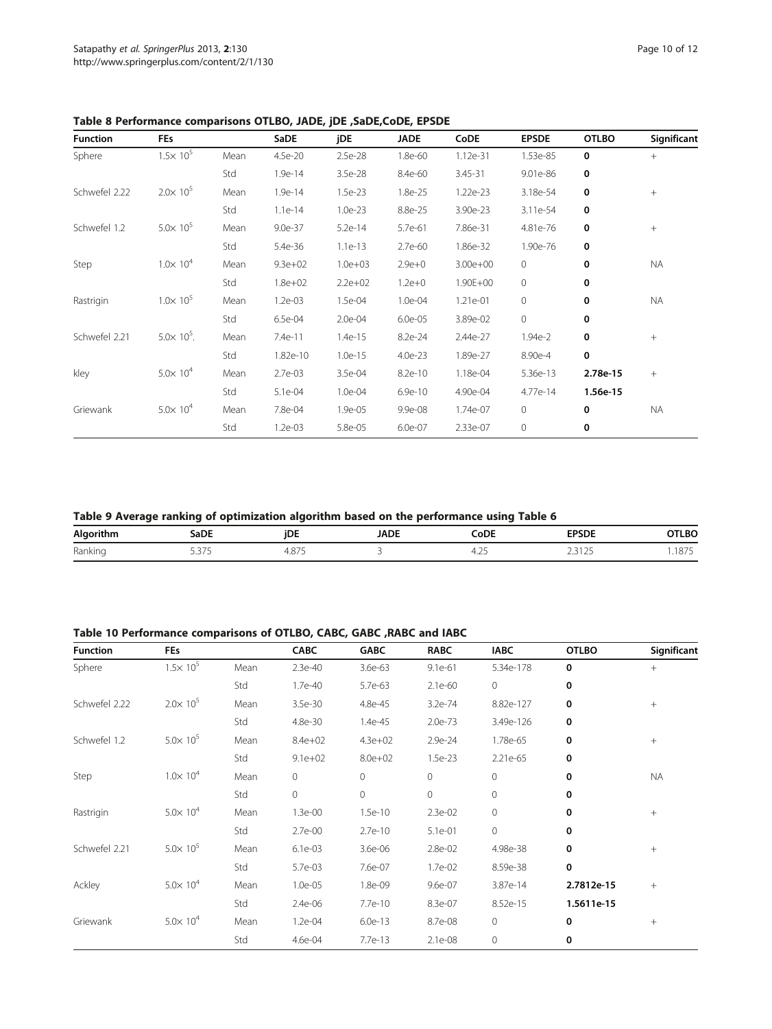**Table 8 Performance comparisons OTLBO, JADE, jDE ,SaDE,CoDE, EPSDE**

| Function | FEs | | SaDE | jDE | JADE | CoDE | EPSDE | OTLBO | Significant |
|---|---|---|---|---|---|---|---|---|---|
| Sphere | $1.5\times 10^5$ | Mean | 4.5e-20 | 2.5e-28 | 1.8e-60 | 1.12e-31 | 1.53e-85 | **0** | + |
| | | Std | 1.9e-14 | 3.5e-28 | 8.4e-60 | 3.45-31 | 9.01e-86 | **0** | |
| Schwefel 2.22 | $2.0\times 10^5$ | Mean | 1.9e-14 | 1.5e-23 | 1.8e-25 | 1.22e-23 | 3.18e-54 | **0** | + |
| | | Std | 1.1e-14 | 1.0e-23 | 8.8e-25 | 3.90e-23 | 3.11e-54 | **0** | |
| Schwefel 1.2 | $5.0\times 10^5$ | Mean | 9.0e-37 | 5.2e-14 | 5.7e-61 | 7.86e-31 | 4.81e-76 | **0** | + |
| | | Std | 5.4e-36 | 1.1e-13 | 2.7e-60 | 1.86e-32 | 1.90e-76 | **0** | |
| Step | $1.0\times 10^4$ | Mean | 9.3e+02 | 1.0e+03 | 2.9e+0 | 3.00e+00 | 0 | **0** | NA |
| | | Std | 1.8e+02 | 2.2e+02 | 1.2e+0 | 1.90E+00 | 0 | **0** | |
| Rastrigin | $1.0\times 10^5$ | Mean | 1.2e-03 | 1.5e-04 | 1.0e-04 | 1.21e-01 | 0 | **0** | NA |
| | | Std | 6.5e-04 | 2.0e-04 | 6.0e-05 | 3.89e-02 | 0 | **0** | |
| Schwefel 2.21 | $5.0\times 10^5$. | Mean | 7.4e-11 | 1.4e-15 | 8.2e-24 | 2.44e-27 | 1.94e-2 | **0** | + |
| | | Std | 1.82e-10 | 1.0e-15 | 4.0e-23 | 1.89e-27 | 8.90e-4 | **0** | |
| kley | $5.0\times 10^4$ | Mean | 2.7e-03 | 3.5e-04 | 8.2e-10 | 1.18e-04 | 5.36e-13 | **2.78e-15** | + |
| | | Std | 5.1e-04 | 1.0e-04 | 6.9e-10 | 4.90e-04 | 4.77e-14 | **1.56e-15** | |
| Griewank | $5.0\times 10^4$ | Mean | 7.8e-04 | 1.9e-05 | 9.9e-08 | 1.74e-07 | 0 | **0** | NA |
| | | Std | 1.2e-03 | 5.8e-05 | 6.0e-07 | 2.33e-07 | 0 | **0** | |

**Table 9 Average ranking of optimization algorithm based on the performance using Table 6**

| Algorithm | SaDE | jDE | JADE | CoDE | EPSDE | OTLBO |
|---|---|---|---|---|---|---|
| Ranking | 5.375 | 4.875 | 3 | 4.25 | 2.3125 | 1.1875 |

**Table 10 Performance comparisons of OTLBO, CABC, GABC ,RABC and IABC**

| Function | FEs | | CABC | GABC | RABC | IABC | OTLBO | Significant |
|---|---|---|---|---|---|---|---|---|
| Sphere | $1.5\times 10^5$ | Mean | 2.3e-40 | 3.6e-63 | 9.1e-61 | 5.34e-178 | **0** | + |
| | | Std | 1.7e-40 | 5.7e-63 | 2.1e-60 | 0 | **0** | |
| Schwefel 2.22 | $2.0\times 10^5$ | Mean | 3.5e-30 | 4.8e-45 | 3.2e-74 | 8.82e-127 | **0** | + |
| | | Std | 4.8e-30 | 1.4e-45 | 2.0e-73 | 3.49e-126 | **0** | |
| Schwefel 1.2 | $5.0\times 10^5$ | Mean | 8.4e+02 | 4.3e+02 | 2.9e-24 | 1.78e-65 | **0** | + |
| | | Std | 9.1e+02 | 8.0e+02 | 1.5e-23 | 2.21e-65 | **0** | |
| Step | $1.0\times 10^4$ | Mean | 0 | 0 | 0 | 0 | **0** | NA |
| | | Std | 0 | 0 | 0 | 0 | **0** | |
| Rastrigin | $5.0\times 10^4$ | Mean | 1.3e-00 | 1.5e-10 | 2.3e-02 | 0 | **0** | + |
| | | Std | 2.7e-00 | 2.7e-10 | 5.1e-01 | 0 | **0** | |
| Schwefel 2.21 | $5.0\times 10^5$ | Mean | 6.1e-03 | 3.6e-06 | 2.8e-02 | 4.98e-38 | **0** | + |
| | | Std | 5.7e-03 | 7.6e-07 | 1.7e-02 | 8.59e-38 | **0** | |
| Ackley | $5.0\times 10^4$ | Mean | 1.0e-05 | 1.8e-09 | 9.6e-07 | 3.87e-14 | **2.7812e-15** | + |
| | | Std | 2.4e-06 | 7.7e-10 | 8.3e-07 | 8.52e-15 | **1.5611e-15** | |
| Griewank | $5.0\times 10^4$ | Mean | 1.2e-04 | 6.0e-13 | 8.7e-08 | 0 | **0** | + |
| | | Std | 4.6e-04 | 7.7e-13 | 2.1e-08 | 0 | **0** | |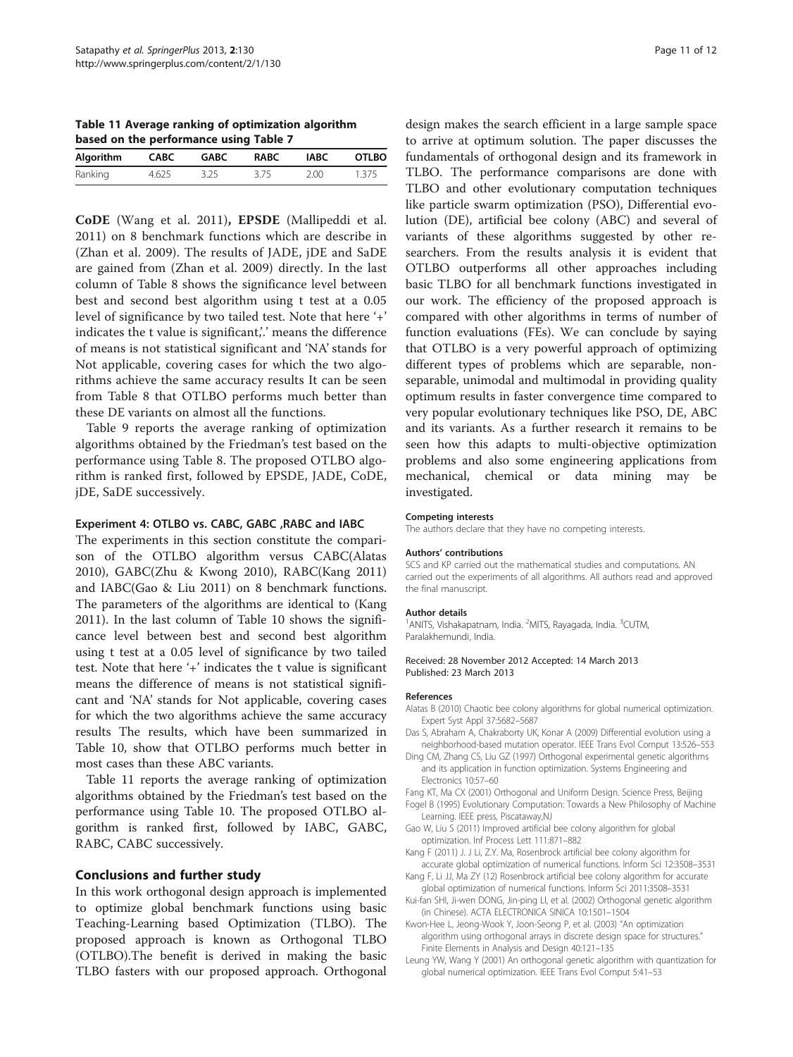**Table 11 Average ranking of optimization algorithm based on the performance using Table 7**

| Algorithm | CABC | GABC | RABC | IABC | OTLBO |
|---|---|---|---|---|---|
| Ranking | 4.625 | 3.25 | 3.75 | 2.00 | 1.375 |

**CoDE** (Wang et al. 2011)**, EPSDE** (Mallipeddi et al. 2011) on 8 benchmark functions which are describe in (Zhan et al. 2009). The results of JADE, jDE and SaDE are gained from (Zhan et al. 2009) directly. In the last column of Table 8 shows the significance level between best and second best algorithm using t test at a 0.05 level of significance by two tailed test. Note that here '+' indicates the t value is significant,'.' means the difference of means is not statistical significant and 'NA' stands for Not applicable, covering cases for which the two algorithms achieve the same accuracy results It can be seen from Table 8 that OTLBO performs much better than these DE variants on almost all the functions.

Table 9 reports the average ranking of optimization algorithms obtained by the Friedman's test based on the performance using Table 8. The proposed OTLBO algorithm is ranked first, followed by EPSDE, JADE, CoDE, jDE, SaDE successively.

#### Experiment 4: OTLBO vs. CABC, GABC ,RABC and IABC

The experiments in this section constitute the comparison of the OTLBO algorithm versus CABC(Alatas 2010), GABC(Zhu & Kwong 2010), RABC(Kang 2011) and IABC(Gao & Liu 2011) on 8 benchmark functions. The parameters of the algorithms are identical to (Kang 2011). In the last column of Table 10 shows the significance level between best and second best algorithm using t test at a 0.05 level of significance by two tailed test. Note that here '+' indicates the t value is significant means the difference of means is not statistical significant and 'NA' stands for Not applicable, covering cases for which the two algorithms achieve the same accuracy results The results, which have been summarized in Table 10, show that OTLBO performs much better in most cases than these ABC variants.

Table 11 reports the average ranking of optimization algorithms obtained by the Friedman's test based on the performance using Table 10. The proposed OTLBO algorithm is ranked first, followed by IABC, GABC, RABC, CABC successively.

## Conclusions and further study

In this work orthogonal design approach is implemented to optimize global benchmark functions using basic Teaching-Learning based Optimization (TLBO). The proposed approach is known as Orthogonal TLBO (OTLBO).The benefit is derived in making the basic TLBO fasters with our proposed approach. Orthogonal design makes the search efficient in a large sample space to arrive at optimum solution. The paper discusses the fundamentals of orthogonal design and its framework in TLBO. The performance comparisons are done with TLBO and other evolutionary computation techniques like particle swarm optimization (PSO), Differential evolution (DE), artificial bee colony (ABC) and several of variants of these algorithms suggested by other researchers. From the results analysis it is evident that OTLBO outperforms all other approaches including basic TLBO for all benchmark functions investigated in our work. The efficiency of the proposed approach is compared with other algorithms in terms of number of function evaluations (FEs). We can conclude by saying that OTLBO is a very powerful approach of optimizing different types of problems which are separable, non-separable, unimodal and multimodal in providing quality optimum results in faster convergence time compared to very popular evolutionary techniques like PSO, DE, ABC and its variants. As a further research it remains to be seen how this adapts to multi-objective optimization problems and also some engineering applications from mechanical, chemical or data mining may be investigated.

#### Competing interests

The authors declare that they have no competing interests.

#### Authors' contributions

SCS and KP carried out the mathematical studies and computations. AN carried out the experiments of all algorithms. All authors read and approved the final manuscript.

#### Author details

[1]ANITS, Vishakapatnam, India. [2]MITS, Rayagada, India. [3]CUTM, Paralakhemundi, India.

Received: 28 November 2012 Accepted: 14 March 2013
Published: 23 March 2013

#### References

- Alatas B (2010) Chaotic bee colony algorithms for global numerical optimization. Expert Syst Appl 37:5682–5687
- Das S, Abraham A, Chakraborty UK, Konar A (2009) Differential evolution using a neighborhood-based mutation operator. IEEE Trans Evol Comput 13:526–553
- Ding CM, Zhang CS, Liu GZ (1997) Orthogonal experimental genetic algorithms and its application in function optimization. Systems Engineering and Electronics 10:57–60
- Fang KT, Ma CX (2001) Orthogonal and Uniform Design. Science Press, Beijing
- Fogel B (1995) Evolutionary Computation: Towards a New Philosophy of Machine Learning. IEEE press, Piscataway,NJ
- Gao W, Liu S (2011) Improved artificial bee colony algorithm for global optimization. Inf Process Lett 111:871–882
- Kang F (2011) J. J Li, Z.Y. Ma, Rosenbrock artificial bee colony algorithm for accurate global optimization of numerical functions. Inform Sci 12:3508–3531
- Kang F, Li JJ, Ma ZY (12) Rosenbrock artificial bee colony algorithm for accurate global optimization of numerical functions. Inform Sci 2011:3508–3531
- Kui-fan SHI, Ji-wen DONG, Jin-ping LI, et al. (2002) Orthogonal genetic algorithm (in Chinese). ACTA ELECTRONICA SINICA 10:1501–1504
- Kwon-Hee L, Jeong-Wook Y, Joon-Seong P, et al. (2003) "An optimization algorithm using orthogonal arrays in discrete design space for structures." Finite Elements in Analysis and Design 40:121–135
- Leung YW, Wang Y (2001) An orthogonal genetic algorithm with quantization for global numerical optimization. IEEE Trans Evol Comput 5:41–53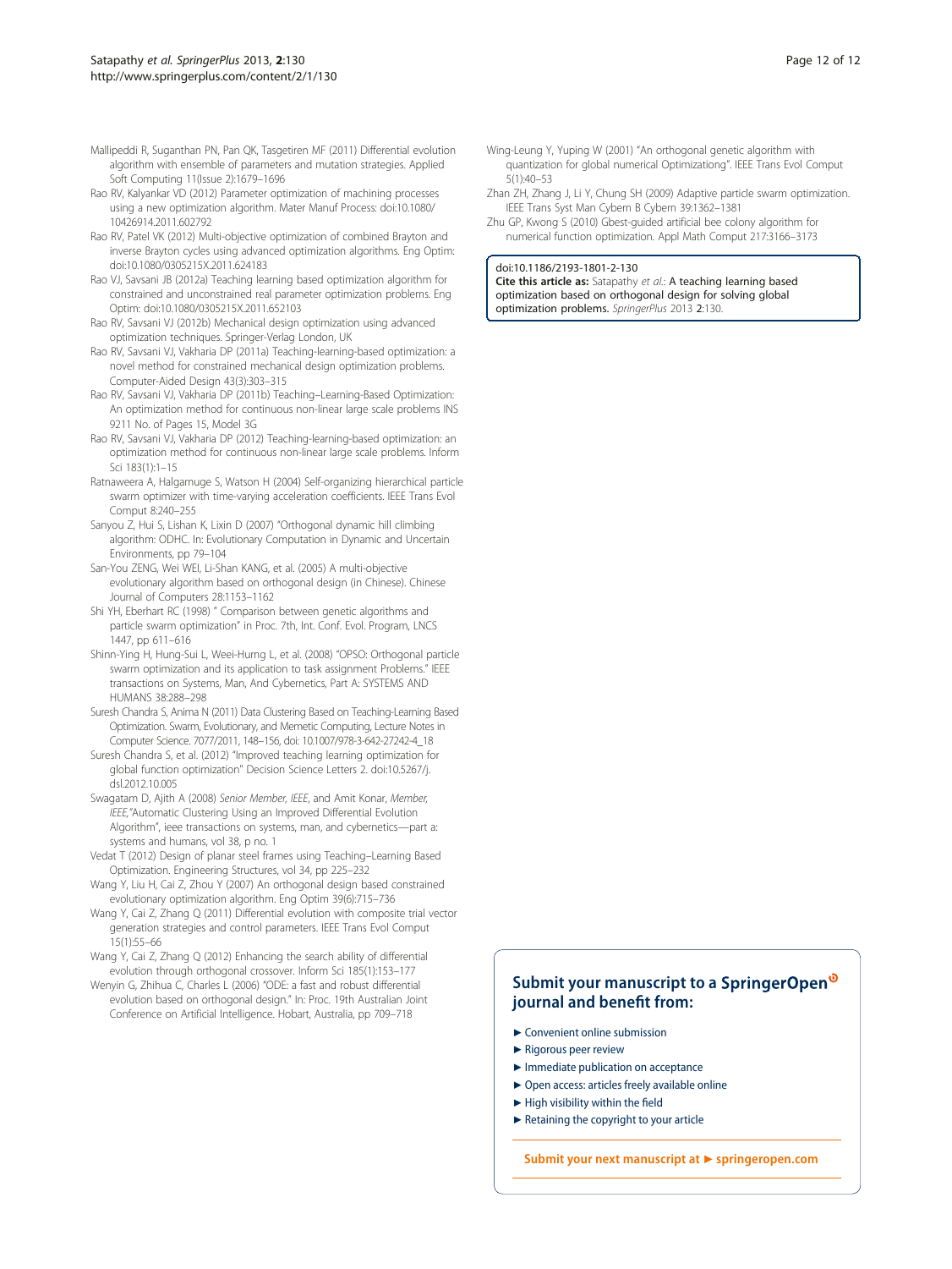Mallipeddi R, Suganthan PN, Pan QK, Tasgetiren MF (2011) Differential evolution algorithm with ensemble of parameters and mutation strategies. Applied Soft Computing 11(Issue 2):1679–1696

Rao RV, Kalyankar VD (2012) Parameter optimization of machining processes using a new optimization algorithm. Mater Manuf Process: doi:10.1080/10426914.2011.602792

Rao RV, Patel VK (2012) Multi-objective optimization of combined Brayton and inverse Brayton cycles using advanced optimization algorithms. Eng Optim: doi:10.1080/0305215X.2011.624183

Rao VJ, Savsani JB (2012a) Teaching learning based optimization algorithm for constrained and unconstrained real parameter optimization problems. Eng Optim: doi:10.1080/0305215X.2011.652103

Rao RV, Savsani VJ (2012b) Mechanical design optimization using advanced optimization techniques. Springer-Verlag London, UK

Rao RV, Savsani VJ, Vakharia DP (2011a) Teaching-learning-based optimization: a novel method for constrained mechanical design optimization problems. Computer-Aided Design 43(3):303–315

Rao RV, Savsani VJ, Vakharia DP (2011b) Teaching–Learning-Based Optimization: An optimization method for continuous non-linear large scale problems INS 9211 No. of Pages 15, Model 3G

Rao RV, Savsani VJ, Vakharia DP (2012) Teaching-learning-based optimization: an optimization method for continuous non-linear large scale problems. Inform Sci 183(1):1–15

Ratnaweera A, Halgamuge S, Watson H (2004) Self-organizing hierarchical particle swarm optimizer with time-varying acceleration coefficients. IEEE Trans Evol Comput 8:240–255

Sanyou Z, Hui S, Lishan K, Lixin D (2007) "Orthogonal dynamic hill climbing algorithm: ODHC. In: Evolutionary Computation in Dynamic and Uncertain Environments, pp 79–104

San-You ZENG, Wei WEI, Li-Shan KANG, et al. (2005) A multi-objective evolutionary algorithm based on orthogonal design (in Chinese). Chinese Journal of Computers 28:1153–1162

Shi YH, Eberhart RC (1998) " Comparison between genetic algorithms and particle swarm optimization" in Proc. 7th, Int. Conf. Evol. Program, LNCS 1447, pp 611–616

Shinn-Ying H, Hung-Sui L, Weei-Hurng L, et al. (2008) "OPSO: Orthogonal particle swarm optimization and its application to task assignment Problems." IEEE transactions on Systems, Man, And Cybernetics, Part A: SYSTEMS AND HUMANS 38:288–298

Suresh Chandra S, Anima N (2011) Data Clustering Based on Teaching-Learning Based Optimization. Swarm, Evolutionary, and Memetic Computing, Lecture Notes in Computer Science. 7077/2011, 148–156, doi: 10.1007/978-3-642-27242-4_18

Suresh Chandra S, et al. (2012) "Improved teaching learning optimization for global function optimization" Decision Science Letters 2. doi:10.5267/j.dsl.2012.10.005

Swagatam D, Ajith A (2008) *Senior Member, IEEE*, and Amit Konar, *Member, IEEE*,"Automatic Clustering Using an Improved Differential Evolution Algorithm", ieee transactions on systems, man, and cybernetics—part a: systems and humans, vol 38, p no. 1

Vedat T (2012) Design of planar steel frames using Teaching–Learning Based Optimization. Engineering Structures, vol 34, pp 225–232

Wang Y, Liu H, Cai Z, Zhou Y (2007) An orthogonal design based constrained evolutionary optimization algorithm. Eng Optim 39(6):715–736

Wang Y, Cai Z, Zhang Q (2011) Differential evolution with composite trial vector generation strategies and control parameters. IEEE Trans Evol Comput 15(1):55–66

Wang Y, Cai Z, Zhang Q (2012) Enhancing the search ability of differential evolution through orthogonal crossover. Inform Sci 185(1):153–177

Wenyin G, Zhihua C, Charles L (2006) "ODE: a fast and robust differential evolution based on orthogonal design." In: Proc. 19th Australian Joint Conference on Artificial Intelligence. Hobart, Australia, pp 709–718

Wing-Leung Y, Yuping W (2001) "An orthogonal genetic algorithm with quantization for global numerical Optimizationg". IEEE Trans Evol Comput 5(1):40–53

Zhan ZH, Zhang J, Li Y, Chung SH (2009) Adaptive particle swarm optimization. IEEE Trans Syst Man Cybern B Cybern 39:1362–1381

Zhu GP, Kwong S (2010) Gbest-guided artificial bee colony algorithm for numerical function optimization. Appl Math Comput 217:3166–3173

doi:10.1186/2193-1801-2-130

**Cite this article as:** Satapathy *et al.*: A teaching learning based optimization based on orthogonal design for solving global optimization problems. *SpringerPlus* 2013 **2**:130.

**Submit your manuscript to a SpringerOpen journal and benefit from:**

- ► Convenient online submission
- ► Rigorous peer review
- ► Immediate publication on acceptance
- ► Open access: articles freely available online
- ► High visibility within the field
- ► Retaining the copyright to your article

**Submit your next manuscript at ► springeropen.com**